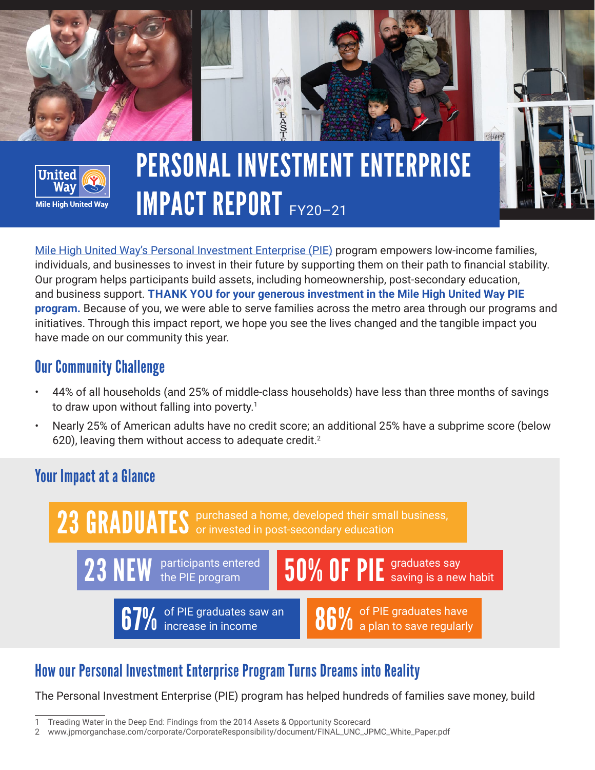Mile High United Way

# PERSONAL INVESTMENT ENTERPRISE IMPACT REPORT FY20–21

Mile High United Way's Personal Investment Enterprise (PIE) program empowers low-income families, individuals, and businesses to invest in their future by supporting them on their path to financial stability. Our program helps participants build assets, including homeownership, post-secondary education, and business support. **THANK YOU for your generous investment in the Mile High United Way PIE program.** Because of you, we were able to serve families across the metro area through our programs and initiatives. Through this impact report, we hope you see the lives changed and the tangible impact you have made on our community this year.

## Our Community Challenge

- 44% of all households (and 25% of middle-class households) have less than three months of savings to draw upon without falling into poverty.[1]
- Nearly 25% of American adults have no credit score; an additional 25% have a subprime score (below 620), leaving them without access to adequate credit.[2]

## Your Impact at a Glance

**23 GRADUATES** purchased a home, developed their small business, or invested in post-secondary education

**23 NEW** participants entered the PIE program

**50% OF PIE** graduates say saving is a new habit

**67%** of PIE graduates saw an increase in income

**86%** of PIE graduates have a plan to save regularly

## How our Personal Investment Enterprise Program Turns Dreams into Reality

The Personal Investment Enterprise (PIE) program has helped hundreds of families save money, build

1 Treading Water in the Deep End: Findings from the 2014 Assets & Opportunity Scorecard
2 www.jpmorganchase.com/corporate/CorporateResponsibility/document/FINAL_UNC_JPMC_White_Paper.pdf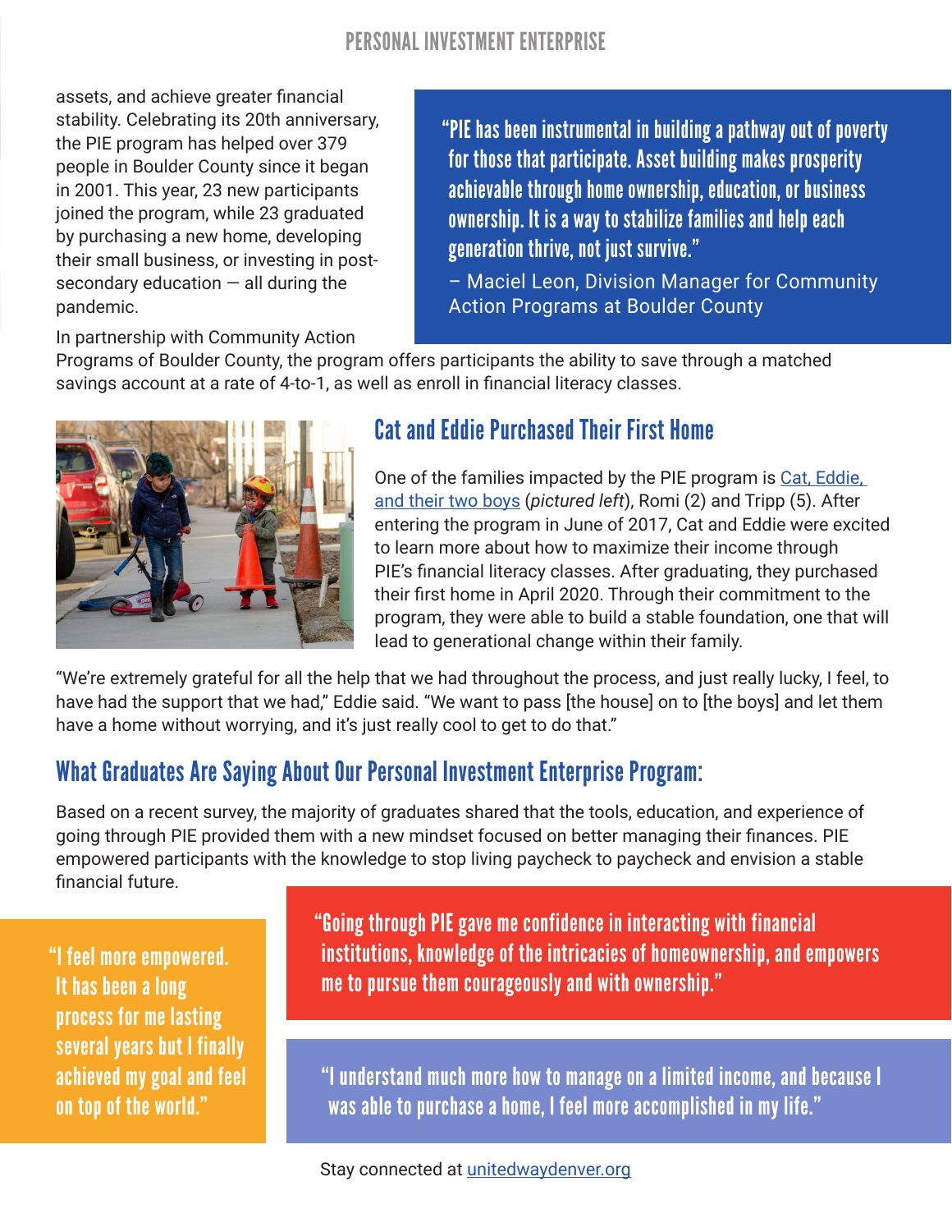assets, and achieve greater financial stability. Celebrating its 20th anniversary, the PIE program has helped over 379 people in Boulder County since it began in 2001. This year, 23 new participants joined the program, while 23 graduated by purchasing a new home, developing their small business, or investing in post-secondary education — all during the pandemic.

> "PIE has been instrumental in building a pathway out of poverty for those that participate. Asset building makes prosperity achievable through home ownership, education, or business ownership. It is a way to stabilize families and help each generation thrive, not just survive."
>
> – Maciel Leon, Division Manager for Community Action Programs at Boulder County

In partnership with Community Action Programs of Boulder County, the program offers participants the ability to save through a matched savings account at a rate of 4-to-1, as well as enroll in financial literacy classes.

## Cat and Eddie Purchased Their First Home

One of the families impacted by the PIE program is Cat, Eddie, and their two boys (*pictured left*), Romi (2) and Tripp (5). After entering the program in June of 2017, Cat and Eddie were excited to learn more about how to maximize their income through PIE's financial literacy classes. After graduating, they purchased their first home in April 2020. Through their commitment to the program, they were able to build a stable foundation, one that will lead to generational change within their family.

"We're extremely grateful for all the help that we had throughout the process, and just really lucky, I feel, to have had the support that we had," Eddie said. "We want to pass [the house] on to [the boys] and let them have a home without worrying, and it's just really cool to get to do that."

## What Graduates Are Saying About Our Personal Investment Enterprise Program:

Based on a recent survey, the majority of graduates shared that the tools, education, and experience of going through PIE provided them with a new mindset focused on better managing their finances. PIE empowered participants with the knowledge to stop living paycheck to paycheck and envision a stable financial future.

> "I feel more empowered. It has been a long process for me lasting several years but I finally achieved my goal and feel on top of the world."

> "Going through PIE gave me confidence in interacting with financial institutions, knowledge of the intricacies of homeownership, and empowers me to pursue them courageously and with ownership."

> "I understand much more how to manage on a limited income, and because I was able to purchase a home, I feel more accomplished in my life."

Stay connected at unitedwaydenver.org